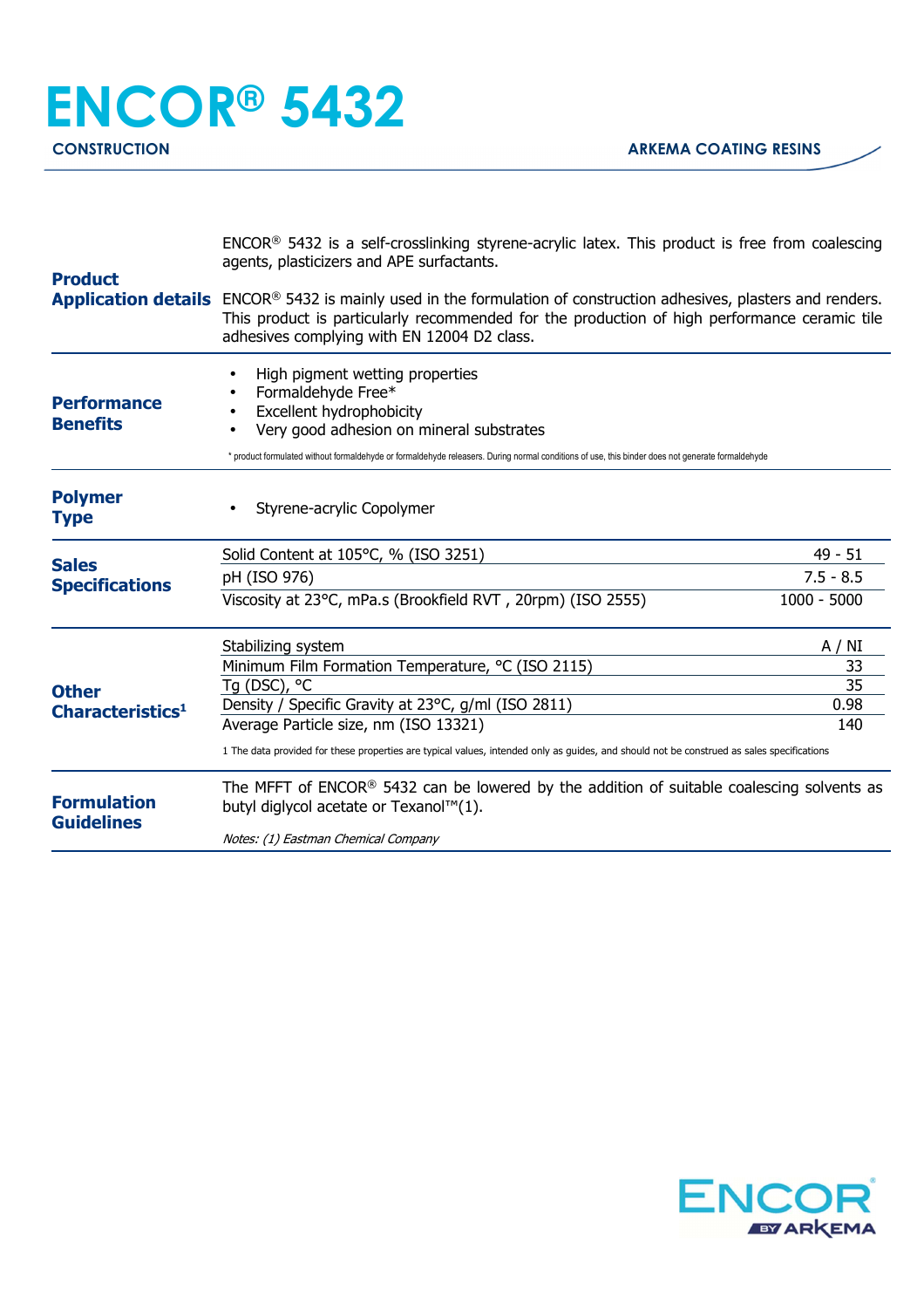# ENCOR® 5432

**CONSTRUCTION** — **ARKEMA COATING RESINS**

## Product Application details

ENCOR® 5432 is a self-crosslinking styrene-acrylic latex. This product is free from coalescing agents, plasticizers and APE surfactants.

ENCOR® 5432 is mainly used in the formulation of construction adhesives, plasters and renders. This product is particularly recommended for the production of high performance ceramic tile adhesives complying with EN 12004 D2 class.

## Performance Benefits

- High pigment wetting properties
- Formaldehyde Free*
- Excellent hydrophobicity
- Very good adhesion on mineral substrates

* product formulated without formaldehyde or formaldehyde releasers. During normal conditions of use, this binder does not generate formaldehyde

## Polymer Type

- Styrene-acrylic Copolymer

## Sales Specifications

| Property | Value |
|---|---|
| Solid Content at 105°C, % (ISO 3251) | 49 - 51 |
| pH (ISO 976) | 7.5 - 8.5 |
| Viscosity at 23°C, mPa.s (Brookfield RVT , 20rpm) (ISO 2555) | 1000 - 5000 |

## Other Characteristics[1]

| Property | Value |
|---|---|
| Stabilizing system | A / NI |
| Minimum Film Formation Temperature, °C (ISO 2115) | 33 |
| Tg (DSC), °C | 35 |
| Density / Specific Gravity at 23°C, g/ml (ISO 2811) | 0.98 |
| Average Particle size, nm (ISO 13321) | 140 |

1 The data provided for these properties are typical values, intended only as guides, and should not be construed as sales specifications

## Formulation Guidelines

The MFFT of ENCOR® 5432 can be lowered by the addition of suitable coalescing solvents as butyl diglycol acetate or Texanol™(1).

*Notes: (1) Eastman Chemical Company*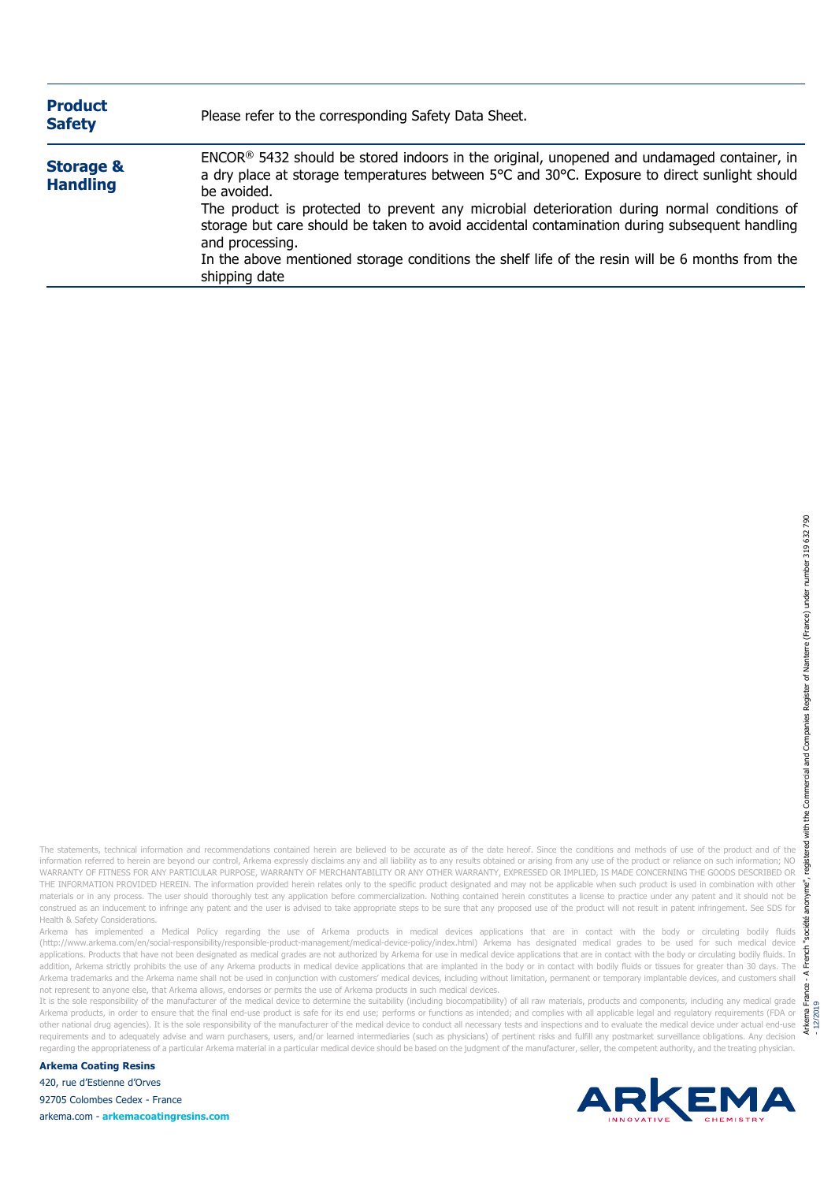| | |
|---|---|
| **Product Safety** | Please refer to the corresponding Safety Data Sheet. |
| **Storage & Handling** | ENCOR® 5432 should be stored indoors in the original, unopened and undamaged container, in a dry place at storage temperatures between 5°C and 30°C. Exposure to direct sunlight should be avoided.<br>The product is protected to prevent any microbial deterioration during normal conditions of storage but care should be taken to avoid accidental contamination during subsequent handling and processing.<br>In the above mentioned storage conditions the shelf life of the resin will be 6 months from the shipping date |

The statements, technical information and recommendations contained herein are believed to be accurate as of the date hereof. Since the conditions and methods of use of the product and of the information referred to herein are beyond our control, Arkema expressly disclaims any and all liability as to any results obtained or arising from any use of the product or reliance on such information; NO WARRANTY OF FITNESS FOR ANY PARTICULAR PURPOSE, WARRANTY OF MERCHANTABILITY OR ANY OTHER WARRANTY, EXPRESSED OR IMPLIED, IS MADE CONCERNING THE GOODS DESCRIBED OR THE INFORMATION PROVIDED HEREIN. The information provided herein relates only to the specific product designated and may not be applicable when such product is used in combination with other materials or in any process. The user should thoroughly test any application before commercialization. Nothing contained herein constitutes a license to practice under any patent and it should not be construed as an inducement to infringe any patent and the user is advised to take appropriate steps to be sure that any proposed use of the product will not result in patent infringement. See SDS for Health & Safety Considerations.

Arkema has implemented a Medical Policy regarding the use of Arkema products in medical devices applications that are in contact with the body or circulating bodily fluids (http://www.arkema.com/en/social-responsibility/responsible-product-management/medical-device-policy/index.html) Arkema has designated medical grades to be used for such medical device applications. Products that have not been designated as medical grades are not authorized by Arkema for use in medical device applications that are in contact with the body or circulating bodily fluids. In addition, Arkema strictly prohibits the use of any Arkema products in medical device applications that are implanted in the body or in contact with bodily fluids or tissues for greater than 30 days. The Arkema trademarks and the Arkema name shall not be used in conjunction with customers' medical devices, including without limitation, permanent or temporary implantable devices, and customers shall not represent to anyone else, that Arkema allows, endorses or permits the use of Arkema products in such medical devices.

It is the sole responsibility of the manufacturer of the medical device to determine the suitability (including biocompatibility) of all raw materials, products and components, including any medical grade Arkema products, in order to ensure that the final end-use product is safe for its end use; performs or functions as intended; and complies with all applicable legal and regulatory requirements (FDA or other national drug agencies). It is the sole responsibility of the manufacturer of the medical device to conduct all necessary tests and inspections and to evaluate the medical device under actual end-use requirements and to adequately advise and warn purchasers, users, and/or learned intermediaries (such as physicians) of pertinent risks and fulfill any postmarket surveillance obligations. Any decision regarding the appropriateness of a particular Arkema material in a particular medical device should be based on the judgment of the manufacturer, seller, the competent authority, and the treating physician.

**Arkema Coating Resins**
420, rue d'Estienne d'Orves
92705 Colombes Cedex - France
arkema.com - **arkemacoatingresins.com**

Arkema France - A French "société anonyme", registered with the Commercial and Companies Register of Nanterre (France) under number 319 632 790 - 12/2019